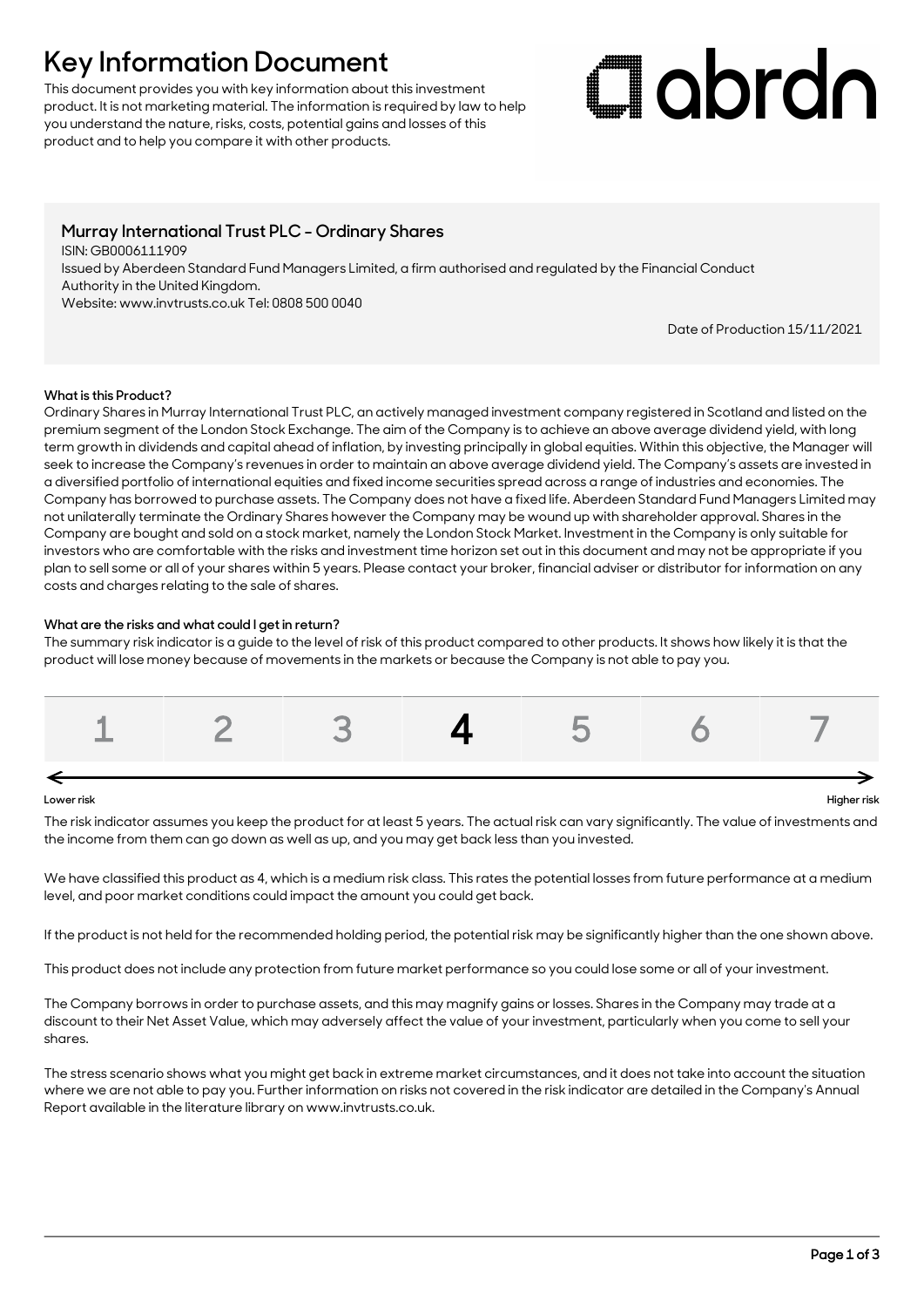# Key Information Document

This document provides you with key information about this investment product. It is not marketing material. The information is required by law to help you understand the nature, risks, costs, potential gains and losses of this product and to help you compare it with other products.

abrdn

## Murray International Trust PLC - Ordinary Shares

ISIN: GB0006111909

Issued by Aberdeen Standard Fund Managers Limited, a firm authorised and regulated by the Financial Conduct Authority in the United Kingdom.

Website: www.invtrusts.co.uk Tel: 0808 500 0040

Date of Production 15/11/2021

### What is this Product?

Ordinary Shares in Murray International Trust PLC, an actively managed investment company registered in Scotland and listed on the premium segment of the London Stock Exchange. The aim of the Company is to achieve an above average dividend yield, with long term growth in dividends and capital ahead of inflation, by investing principally in global equities. Within this objective, the Manager will seek to increase the Company's revenues in order to maintain an above average dividend yield. The Company's assets are invested in a diversified portfolio of international equities and fixed income securities spread across a range of industries and economies. The Company has borrowed to purchase assets. The Company does not have a fixed life. Aberdeen Standard Fund Managers Limited may not unilaterally terminate the Ordinary Shares however the Company may be wound up with shareholder approval. Shares in the Company are bought and sold on a stock market, namely the London Stock Market. Investment in the Company is only suitable for investors who are comfortable with the risks and investment time horizon set out in this document and may not be appropriate if you plan to sell some or all of your shares within 5 years. Please contact your broker, financial adviser or distributor for information on any costs and charges relating to the sale of shares.

### What are the risks and what could I get in return?

The summary risk indicator is a guide to the level of risk of this product compared to other products. It shows how likely it is that the product will lose money because of movements in the markets or because the Company is not able to pay you.

| 1 | 2 | 3 | **4** | 5 | 6 | 7 |
|---|---|---|---|---|---|---|

Lower risk ← → Higher risk

The risk indicator assumes you keep the product for at least 5 years. The actual risk can vary significantly. The value of investments and the income from them can go down as well as up, and you may get back less than you invested.

We have classified this product as 4, which is a medium risk class. This rates the potential losses from future performance at a medium level, and poor market conditions could impact the amount you could get back.

If the product is not held for the recommended holding period, the potential risk may be significantly higher than the one shown above.

This product does not include any protection from future market performance so you could lose some or all of your investment.

The Company borrows in order to purchase assets, and this may magnify gains or losses. Shares in the Company may trade at a discount to their Net Asset Value, which may adversely affect the value of your investment, particularly when you come to sell your shares.

The stress scenario shows what you might get back in extreme market circumstances, and it does not take into account the situation where we are not able to pay you. Further information on risks not covered in the risk indicator are detailed in the Company's Annual Report available in the literature library on www.invtrusts.co.uk.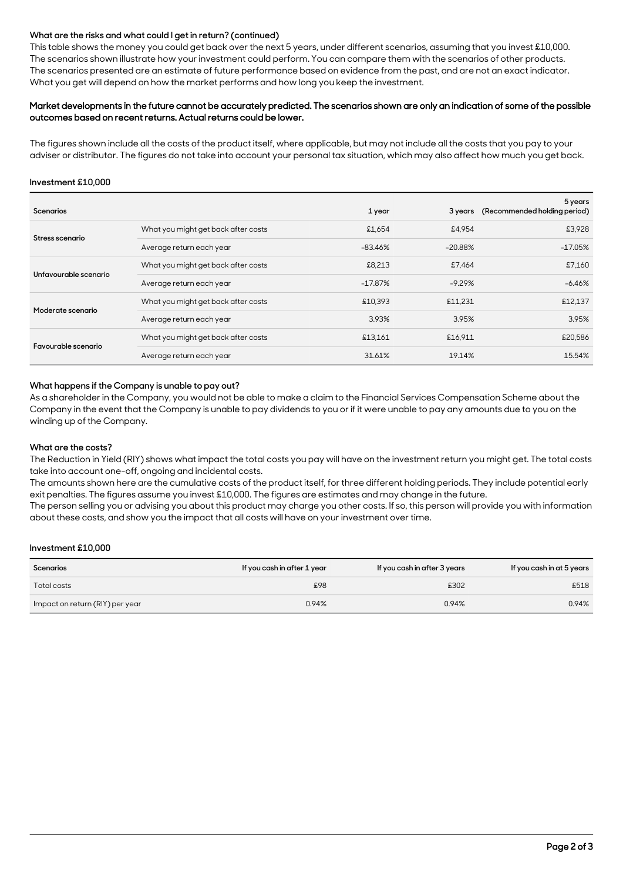### What are the risks and what could I get in return? (continued)

This table shows the money you could get back over the next 5 years, under different scenarios, assuming that you invest £10,000. The scenarios shown illustrate how your investment could perform. You can compare them with the scenarios of other products. The scenarios presented are an estimate of future performance based on evidence from the past, and are not an exact indicator. What you get will depend on how the market performs and how long you keep the investment.

**Market developments in the future cannot be accurately predicted. The scenarios shown are only an indication of some of the possible outcomes based on recent returns. Actual returns could be lower.**

The figures shown include all the costs of the product itself, where applicable, but may not include all the costs that you pay to your adviser or distributor. The figures do not take into account your personal tax situation, which may also affect how much you get back.

**Investment £10,000**

| Scenarios | | 1 year | 3 years | 5 years (Recommended holding period) |
|---|---|---|---|---|
| Stress scenario | What you might get back after costs | £1,654 | £4,954 | £3,928 |
| | Average return each year | -83.46% | -20.88% | -17.05% |
| Unfavourable scenario | What you might get back after costs | £8,213 | £7,464 | £7,160 |
| | Average return each year | -17.87% | -9.29% | -6.46% |
| Moderate scenario | What you might get back after costs | £10,393 | £11,231 | £12,137 |
| | Average return each year | 3.93% | 3.95% | 3.95% |
| Favourable scenario | What you might get back after costs | £13,161 | £16,911 | £20,586 |
| | Average return each year | 31.61% | 19.14% | 15.54% |

### What happens if the Company is unable to pay out?

As a shareholder in the Company, you would not be able to make a claim to the Financial Services Compensation Scheme about the Company in the event that the Company is unable to pay dividends to you or if it were unable to pay any amounts due to you on the winding up of the Company.

### What are the costs?

The Reduction in Yield (RIY) shows what impact the total costs you pay will have on the investment return you might get. The total costs take into account one-off, ongoing and incidental costs.

The amounts shown here are the cumulative costs of the product itself, for three different holding periods. They include potential early exit penalties. The figures assume you invest £10,000. The figures are estimates and may change in the future.

The person selling you or advising you about this product may charge you other costs. If so, this person will provide you with information about these costs, and show you the impact that all costs will have on your investment over time.

**Investment £10,000**

| Scenarios | If you cash in after 1 year | If you cash in after 3 years | If you cash in at 5 years |
|---|---|---|---|
| Total costs | £98 | £302 | £518 |
| Impact on return (RIY) per year | 0.94% | 0.94% | 0.94% |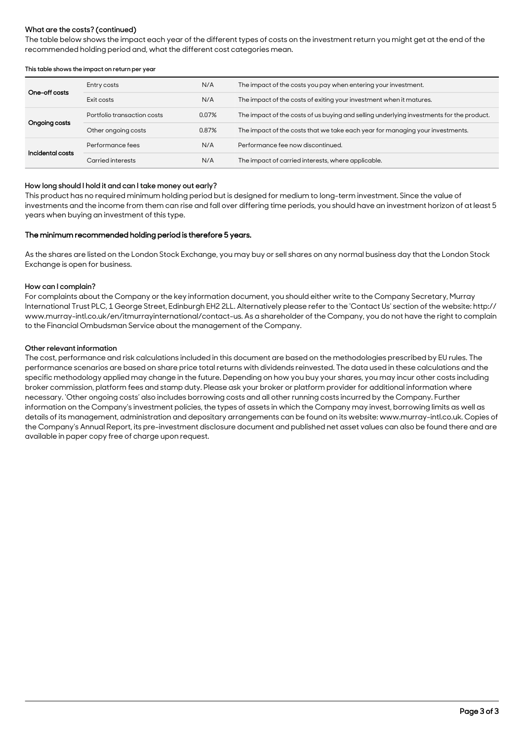### What are the costs? (continued)

The table below shows the impact each year of the different types of costs on the investment return you might get at the end of the recommended holding period and, what the different cost categories mean.

**This table shows the impact on return per year**

| | | | |
|---|---|---|---|
| One-off costs | Entry costs | N/A | The impact of the costs you pay when entering your investment. |
| | Exit costs | N/A | The impact of the costs of exiting your investment when it matures. |
| Ongoing costs | Portfolio transaction costs | 0.07% | The impact of the costs of us buying and selling underlying investments for the product. |
| | Other ongoing costs | 0.87% | The impact of the costs that we take each year for managing your investments. |
| Incidental costs | Performance fees | N/A | Performance fee now discontinued. |
| | Carried interests | N/A | The impact of carried interests, where applicable. |

### How long should I hold it and can I take money out early?

This product has no required minimum holding period but is designed for medium to long-term investment. Since the value of investments and the income from them can rise and fall over differing time periods, you should have an investment horizon of at least 5 years when buying an investment of this type.

**The minimum recommended holding period is therefore 5 years.**

As the shares are listed on the London Stock Exchange, you may buy or sell shares on any normal business day that the London Stock Exchange is open for business.

### How can I complain?

For complaints about the Company or the key information document, you should either write to the Company Secretary, Murray International Trust PLC, 1 George Street, Edinburgh EH2 2LL. Alternatively please refer to the 'Contact Us' section of the website: http://www.murray-intl.co.uk/en/itmurrayinternational/contact-us. As a shareholder of the Company, you do not have the right to complain to the Financial Ombudsman Service about the management of the Company.

### Other relevant information

The cost, performance and risk calculations included in this document are based on the methodologies prescribed by EU rules. The performance scenarios are based on share price total returns with dividends reinvested. The data used in these calculations and the specific methodology applied may change in the future. Depending on how you buy your shares, you may incur other costs including broker commission, platform fees and stamp duty. Please ask your broker or platform provider for additional information where necessary. 'Other ongoing costs' also includes borrowing costs and all other running costs incurred by the Company. Further information on the Company's investment policies, the types of assets in which the Company may invest, borrowing limits as well as details of its management, administration and depositary arrangements can be found on its website: www.murray-intl.co.uk. Copies of the Company's Annual Report, its pre-investment disclosure document and published net asset values can also be found there and are available in paper copy free of charge upon request.